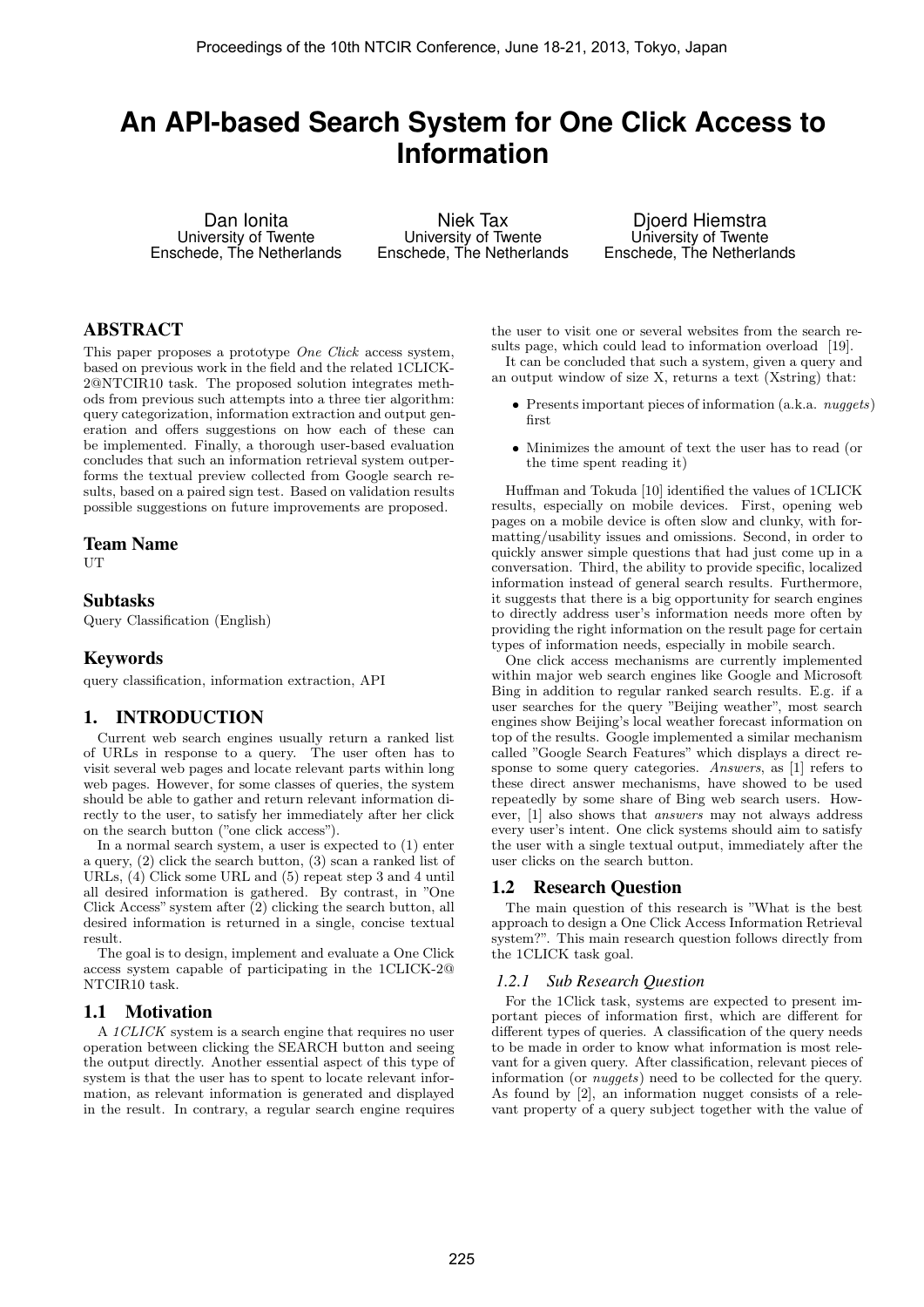# An API-based Search System for One Click Access to Information

Dan Ionita
University of Twente
Enschede, The Netherlands

Niek Tax
University of Twente
Enschede, The Netherlands

Djoerd Hiemstra
University of Twente
Enschede, The Netherlands

## ABSTRACT

This paper proposes a prototype *One Click* access system, based on previous work in the field and the related 1CLICK-2@NTCIR10 task. The proposed solution integrates methods from previous such attempts into a three tier algorithm: query categorization, information extraction and output generation and offers suggestions on how each of these can be implemented. Finally, a thorough user-based evaluation concludes that such an information retrieval system outperforms the textual preview collected from Google search results, based on a paired sign test. Based on validation results possible suggestions on future improvements are proposed.

## Team Name

UT

## Subtasks

Query Classification (English)

## Keywords

query classification, information extraction, API

## 1. INTRODUCTION

Current web search engines usually return a ranked list of URLs in response to a query. The user often has to visit several web pages and locate relevant parts within long web pages. However, for some classes of queries, the system should be able to gather and return relevant information directly to the user, to satisfy her immediately after her click on the search button ("one click access").

In a normal search system, a user is expected to (1) enter a query, (2) click the search button, (3) scan a ranked list of URLs, (4) Click some URL and (5) repeat step 3 and 4 until all desired information is gathered. By contrast, in "One Click Access" system after (2) clicking the search button, all desired information is returned in a single, concise textual result.

The goal is to design, implement and evaluate a One Click access system capable of participating in the 1CLICK-2@ NTCIR10 task.

### 1.1 Motivation

A *1CLICK* system is a search engine that requires no user operation between clicking the SEARCH button and seeing the output directly. Another essential aspect of this type of system is that the user has to spent to locate relevant information, as relevant information is generated and displayed in the result. In contrary, a regular search engine requires the user to visit one or several websites from the search results page, which could lead to information overload [19].

It can be concluded that such a system, given a query and an output window of size X, returns a text (Xstring) that:

- Presents important pieces of information (a.k.a. *nuggets*) first
- Minimizes the amount of text the user has to read (or the time spent reading it)

Huffman and Tokuda [10] identified the values of 1CLICK results, especially on mobile devices. First, opening web pages on a mobile device is often slow and clunky, with formatting/usability issues and omissions. Second, in order to quickly answer simple questions that had just come up in a conversation. Third, the ability to provide specific, localized information instead of general search results. Furthermore, it suggests that there is a big opportunity for search engines to directly address user's information needs more often by providing the right information on the result page for certain types of information needs, especially in mobile search.

One click access mechanisms are currently implemented within major web search engines like Google and Microsoft Bing in addition to regular ranked search results. E.g. if a user searches for the query "Beijing weather", most search engines show Beijing's local weather forecast information on top of the results. Google implemented a similar mechanism called "Google Search Features" which displays a direct response to some query categories. *Answers*, as [1] refers to these direct answer mechanisms, have showed to be used repeatedly by some share of Bing web search users. However, [1] also shows that *answers* may not always address every user's intent. One click systems should aim to satisfy the user with a single textual output, immediately after the user clicks on the search button.

### 1.2 Research Question

The main question of this research is "What is the best approach to design a One Click Access Information Retrieval system?". This main research question follows directly from the 1CLICK task goal.

#### 1.2.1 Sub Research Question

For the 1Click task, systems are expected to present important pieces of information first, which are different for different types of queries. A classification of the query needs to be made in order to know what information is most relevant for a given query. After classification, relevant pieces of information (or *nuggets*) need to be collected for the query. As found by [2], an information nugget consists of a relevant property of a query subject together with the value of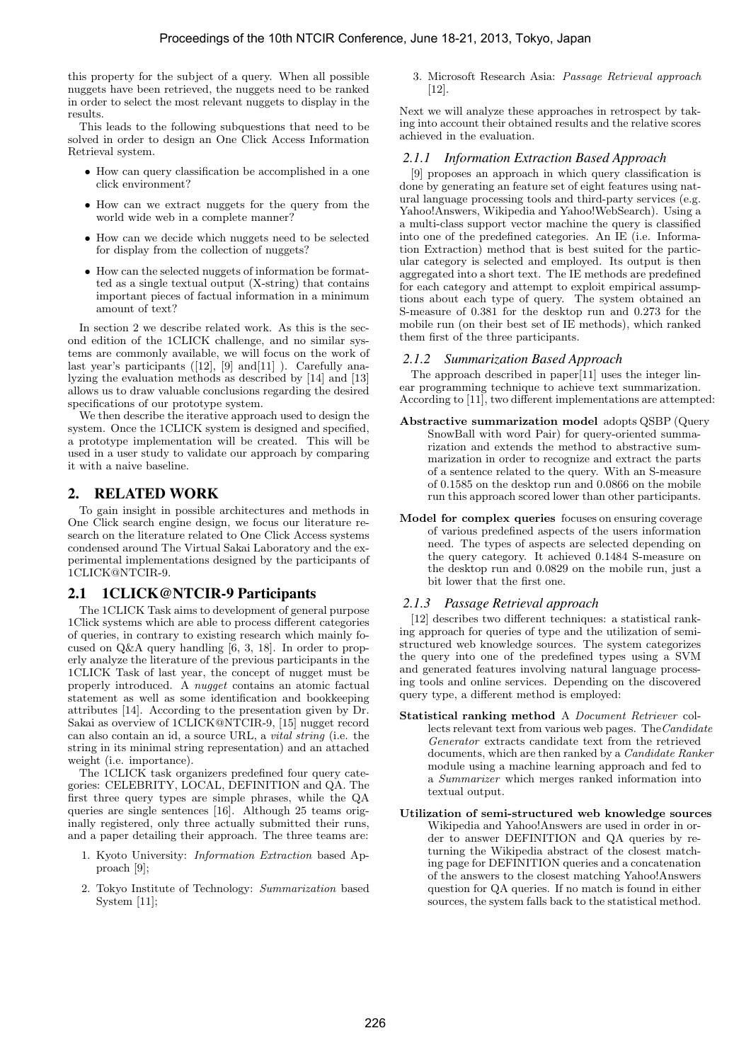this property for the subject of a query. When all possible nuggets have been retrieved, the nuggets need to be ranked in order to select the most relevant nuggets to display in the results.

This leads to the following subquestions that need to be solved in order to design an One Click Access Information Retrieval system.

- How can query classification be accomplished in a one click environment?
- How can we extract nuggets for the query from the world wide web in a complete manner?
- How can we decide which nuggets need to be selected for display from the collection of nuggets?
- How can the selected nuggets of information be formatted as a single textual output (X-string) that contains important pieces of factual information in a minimum amount of text?

In section 2 we describe related work. As this is the second edition of the 1CLICK challenge, and no similar systems are commonly available, we will focus on the work of last year's participants ([12], [9] and[11] ). Carefully analyzing the evaluation methods as described by [14] and [13] allows us to draw valuable conclusions regarding the desired specifications of our prototype system.

We then describe the iterative approach used to design the system. Once the 1CLICK system is designed and specified, a prototype implementation will be created. This will be used in a user study to validate our approach by comparing it with a naive baseline.

## 2. RELATED WORK

To gain insight in possible architectures and methods in One Click search engine design, we focus our literature research on the literature related to One Click Access systems condensed around The Virtual Sakai Laboratory and the experimental implementations designed by the participants of 1CLICK@NTCIR-9.

### 2.1 1CLICK@NTCIR-9 Participants

The 1CLICK Task aims to development of general purpose 1Click systems which are able to process different categories of queries, in contrary to existing research which mainly focused on Q&A query handling [6, 3, 18]. In order to properly analyze the literature of the previous participants in the 1CLICK Task of last year, the concept of nugget must be properly introduced. A *nugget* contains an atomic factual statement as well as some identification and bookkeeping attributes [14]. According to the presentation given by Dr. Sakai as overview of 1CLICK@NTCIR-9, [15] nugget record can also contain an id, a source URL, a *vital string* (i.e. the string in its minimal string representation) and an attached weight (i.e. importance).

The 1CLICK task organizers predefined four query categories: CELEBRITY, LOCAL, DEFINITION and QA. The first three query types are simple phrases, while the QA queries are single sentences [16]. Although 25 teams originally registered, only three actually submitted their runs, and a paper detailing their approach. The three teams are:

1. Kyoto University: *Information Extraction* based Approach [9];
2. Tokyo Institute of Technology: *Summarization* based System [11];
3. Microsoft Research Asia: *Passage Retrieval approach* [12].

Next we will analyze these approaches in retrospect by taking into account their obtained results and the relative scores achieved in the evaluation.

#### 2.1.1 Information Extraction Based Approach

[9] proposes an approach in which query classification is done by generating an feature set of eight features using natural language processing tools and third-party services (e.g. Yahoo!Answers, Wikipedia and Yahoo!WebSearch). Using a a multi-class support vector machine the query is classified into one of the predefined categories. An IE (i.e. Information Extraction) method that is best suited for the particular category is selected and employed. Its output is then aggregated into a short text. The IE methods are predefined for each category and attempt to exploit empirical assumptions about each type of query. The system obtained an S-measure of 0.381 for the desktop run and 0.273 for the mobile run (on their best set of IE methods), which ranked them first of the three participants.

#### 2.1.2 Summarization Based Approach

The approach described in paper[11] uses the integer linear programming technique to achieve text summarization. According to [11], two different implementations are attempted:

**Abstractive summarization model** adopts QSBP (Query SnowBall with word Pair) for query-oriented summarization and extends the method to abstractive summarization in order to recognize and extract the parts of a sentence related to the query. With an S-measure of 0.1585 on the desktop run and 0.0866 on the mobile run this approach scored lower than other participants.

**Model for complex queries** focuses on ensuring coverage of various predefined aspects of the users information need. The types of aspects are selected depending on the query category. It achieved 0.1484 S-measure on the desktop run and 0.0829 on the mobile run, just a bit lower that the first one.

#### 2.1.3 Passage Retrieval approach

[12] describes two different techniques: a statistical ranking approach for queries of type and the utilization of semi-structured web knowledge sources. The system categorizes the query into one of the predefined types using a SVM and generated features involving natural language processing tools and online services. Depending on the discovered query type, a different method is employed:

**Statistical ranking method** A *Document Retriever* collects relevant text from various web pages. The*Candidate Generator* extracts candidate text from the retrieved documents, which are then ranked by a *Candidate Ranker* module using a machine learning approach and fed to a *Summarizer* which merges ranked information into textual output.

**Utilization of semi-structured web knowledge sources** Wikipedia and Yahoo!Answers are used in order in order to answer DEFINITION and QA queries by returning the Wikipedia abstract of the closest matching page for DEFINITION queries and a concatenation of the answers to the closest matching Yahoo!Answers question for QA queries. If no match is found in either sources, the system falls back to the statistical method.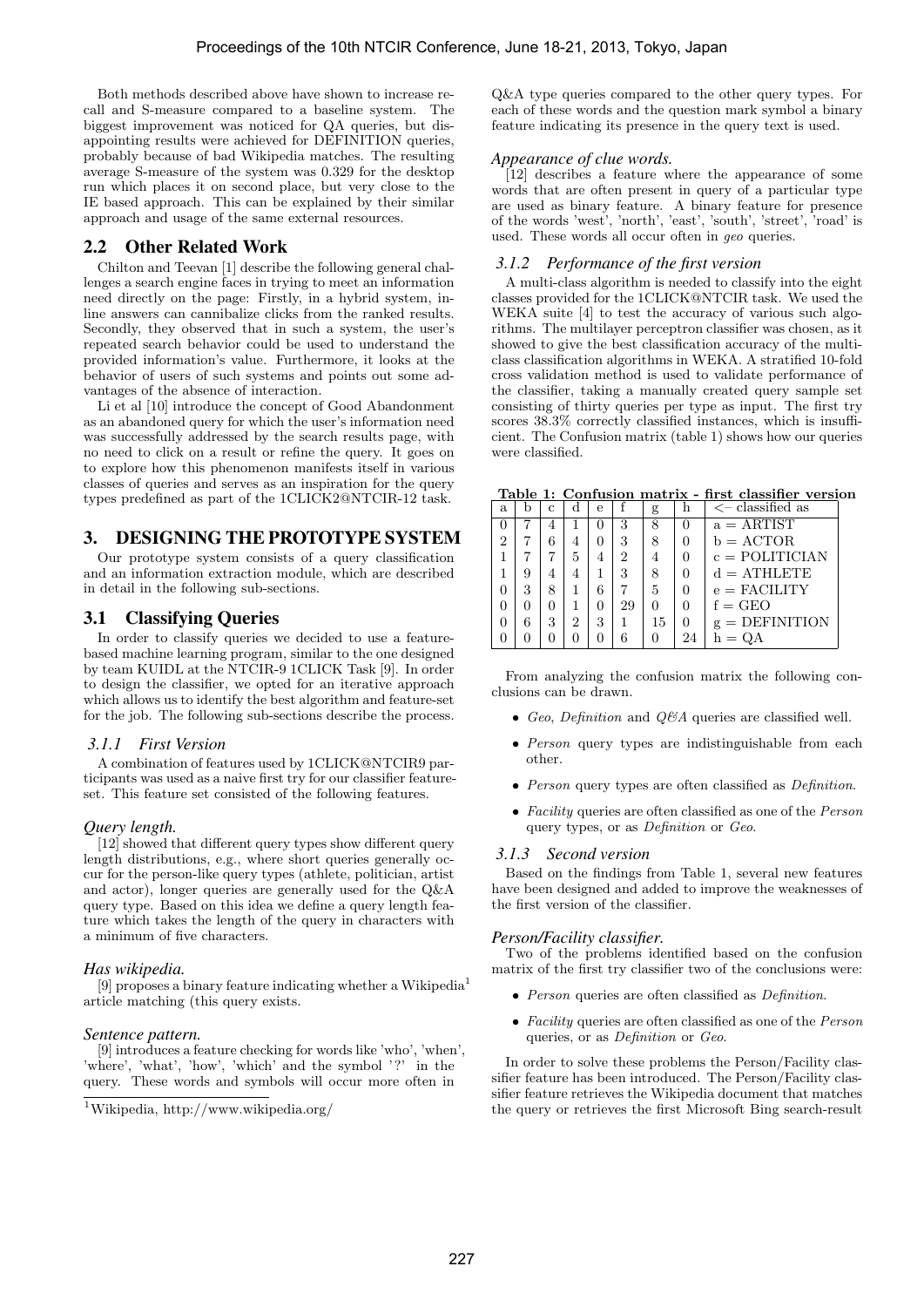Both methods described above have shown to increase recall and S-measure compared to a baseline system. The biggest improvement was noticed for QA queries, but disappointing results were achieved for DEFINITION queries, probably because of bad Wikipedia matches. The resulting average S-measure of the system was 0.329 for the desktop run which places it on second place, but very close to the IE based approach. This can be explained by their similar approach and usage of the same external resources.

## 2.2 Other Related Work

Chilton and Teevan [1] describe the following general challenges a search engine faces in trying to meet an information need directly on the page: Firstly, in a hybrid system, inline answers can cannibalize clicks from the ranked results. Secondly, they observed that in such a system, the user's repeated search behavior could be used to understand the provided information's value. Furthermore, it looks at the behavior of users of such systems and points out some advantages of the absence of interaction.

Li et al [10] introduce the concept of Good Abandonment as an abandoned query for which the user's information need was successfully addressed by the search results page, with no need to click on a result or refine the query. It goes on to explore how this phenomenon manifests itself in various classes of queries and serves as an inspiration for the query types predefined as part of the 1CLICK2@NTCIR-12 task.

# 3. DESIGNING THE PROTOTYPE SYSTEM

Our prototype system consists of a query classification and an information extraction module, which are described in detail in the following sub-sections.

## 3.1 Classifying Queries

In order to classify queries we decided to use a feature-based machine learning program, similar to the one designed by team KUIDL at the NTCIR-9 1CLICK Task [9]. In order to design the classifier, we opted for an iterative approach which allows us to identify the best algorithm and feature-set for the job. The following sub-sections describe the process.

### 3.1.1 First Version

A combination of features used by 1CLICK@NTCIR9 participants was used as a naive first try for our classifier feature-set. This feature set consisted of the following features.

#### *Query length.*

[12] showed that different query types show different query length distributions, e.g., where short queries generally occur for the person-like query types (athlete, politician, artist and actor), longer queries are generally used for the Q&A query type. Based on this idea we define a query length feature which takes the length of the query in characters with a minimum of five characters.

#### *Has wikipedia.*

[9] proposes a binary feature indicating whether a Wikipedia[1] article matching (this query exists.

#### *Sentence pattern.*

[9] introduces a feature checking for words like 'who', 'when', 'where', 'what', 'how', 'which' and the symbol '?' in the query. These words and symbols will occur more often in Q&A type queries compared to the other query types. For each of these words and the question mark symbol a binary feature indicating its presence in the query text is used.

#### *Appearance of clue words.*

[12] describes a feature where the appearance of some words that are often present in query of a particular type are used as binary feature. A binary feature for presence of the words 'west', 'north', 'east', 'south', 'street', 'road' is used. These words all occur often in *geo* queries.

### 3.1.2 Performance of the first version

A multi-class algorithm is needed to classify into the eight classes provided for the 1CLICK@NTCIR task. We used the WEKA suite [4] to test the accuracy of various such algorithms. The multilayer perceptron classifier was chosen, as it showed to give the best classification accuracy of the multi-class classification algorithms in WEKA. A stratified 10-fold cross validation method is used to validate performance of the classifier, taking a manually created query sample set consisting of thirty queries per type as input. The first try scores 38.3% correctly classified instances, which is insufficient. The Confusion matrix (table 1) shows how our queries were classified.

**Table 1: Confusion matrix - first classifier version**

| a | b | c | d | e | f | g | h | <– classified as |
|---|---|---|---|---|---|---|---|---|
| 0 | 7 | 4 | 1 | 0 | 3 | 8 | 0 | a = ARTIST |
| 2 | 7 | 6 | 4 | 0 | 3 | 8 | 0 | b = ACTOR |
| 1 | 7 | 7 | 5 | 4 | 2 | 4 | 0 | c = POLITICIAN |
| 1 | 9 | 4 | 4 | 1 | 3 | 8 | 0 | d = ATHLETE |
| 0 | 3 | 8 | 1 | 6 | 7 | 5 | 0 | e = FACILITY |
| 0 | 0 | 0 | 1 | 0 | 29 | 0 | 0 | f = GEO |
| 0 | 6 | 3 | 2 | 3 | 1 | 15 | 0 | g = DEFINITION |
| 0 | 0 | 0 | 0 | 0 | 6 | 0 | 24 | h = QA |

From analyzing the confusion matrix the following conclusions can be drawn.

- *Geo*, *Definition* and *Q&A* queries are classified well.
- *Person* query types are indistinguishable from each other.
- *Person* query types are often classified as *Definition*.
- *Facility* queries are often classified as one of the *Person* query types, or as *Definition* or *Geo*.

### 3.1.3 Second version

Based on the findings from Table 1, several new features have been designed and added to improve the weaknesses of the first version of the classifier.

#### *Person/Facility classifier.*

Two of the problems identified based on the confusion matrix of the first try classifier two of the conclusions were:

- *Person* queries are often classified as *Definition*.
- *Facility* queries are often classified as one of the *Person* queries, or as *Definition* or *Geo*.

In order to solve these problems the Person/Facility classifier feature has been introduced. The Person/Facility classifier feature retrieves the Wikipedia document that matches the query or retrieves the first Microsoft Bing search-result

[1] Wikipedia, http://www.wikipedia.org/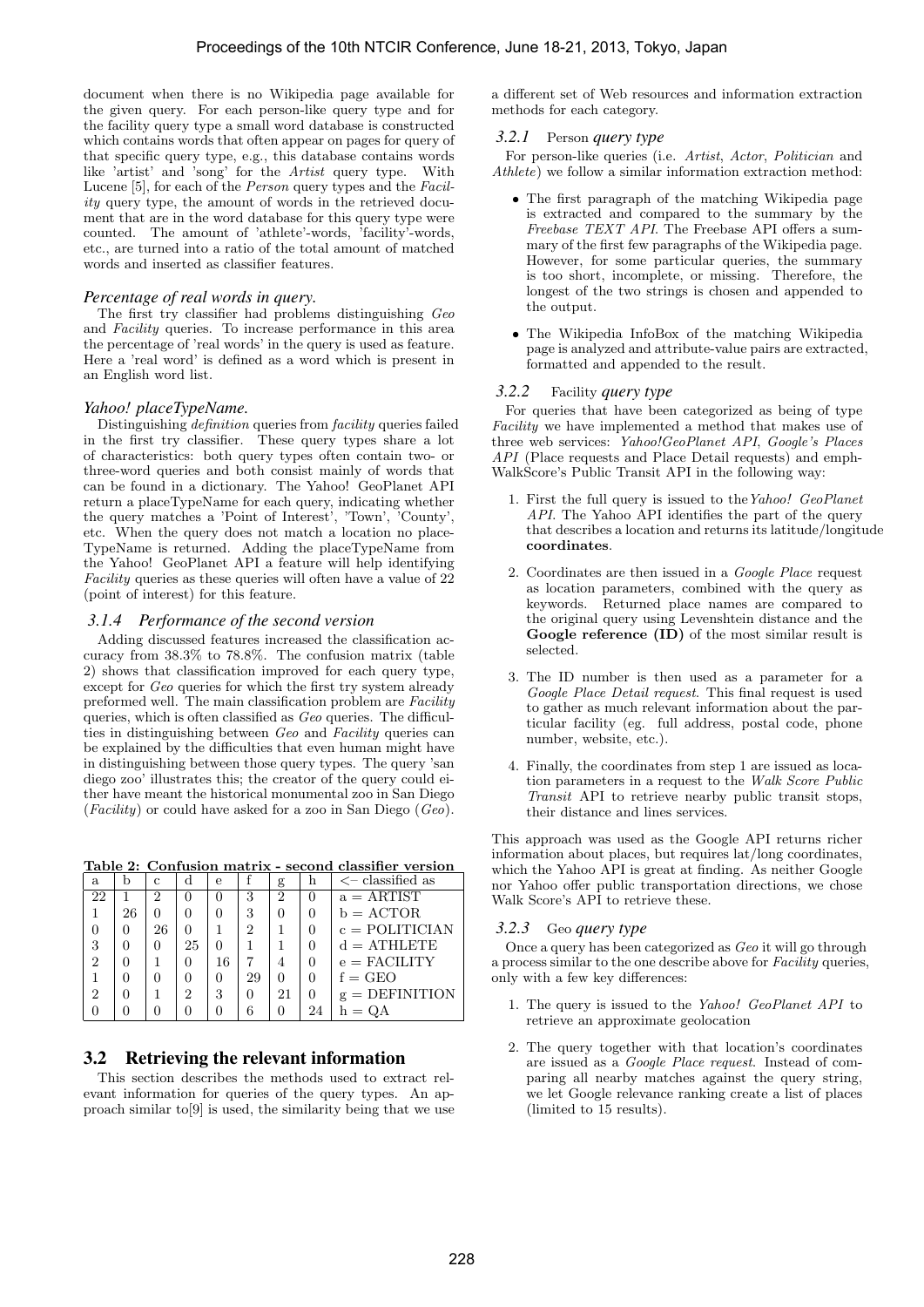document when there is no Wikipedia page available for the given query. For each person-like query type and for the facility query type a small word database is constructed which contains words that often appear on pages for query of that specific query type, e.g., this database contains words like 'artist' and 'song' for the *Artist* query type. With Lucene [5], for each of the *Person* query types and the *Facility* query type, the amount of words in the retrieved document that are in the word database for this query type were counted. The amount of 'athlete'-words, 'facility'-words, etc., are turned into a ratio of the total amount of matched words and inserted as classifier features.

#### *Percentage of real words in query.*

The first try classifier had problems distinguishing *Geo* and *Facility* queries. To increase performance in this area the percentage of 'real words' in the query is used as feature. Here a 'real word' is defined as a word which is present in an English word list.

#### *Yahoo! placeTypeName.*

Distinguishing *definition* queries from *facility* queries failed in the first try classifier. These query types share a lot of characteristics: both query types often contain two- or three-word queries and both consist mainly of words that can be found in a dictionary. The Yahoo! GeoPlanet API return a placeTypeName for each query, indicating whether the query matches a 'Point of Interest', 'Town', 'County', etc. When the query does not match a location no placeTypeName is returned. Adding the placeTypeName from the Yahoo! GeoPlanet API a feature will help identifying *Facility* queries as these queries will often have a value of 22 (point of interest) for this feature.

### *3.1.4 Performance of the second version*

Adding discussed features increased the classification accuracy from 38.3% to 78.8%. The confusion matrix (table 2) shows that classification improved for each query type, except for *Geo* queries for which the first try system already preformed well. The main classification problem are *Facility* queries, which is often classified as *Geo* queries. The difficulties in distinguishing between *Geo* and *Facility* queries can be explained by the difficulties that even human might have in distinguishing between those query types. The query 'san diego zoo' illustrates this; the creator of the query could either have meant the historical monumental zoo in San Diego (*Facility*) or could have asked for a zoo in San Diego (*Geo*).

**Table 2: Confusion matrix - second classifier version**

| a | b | c | d | e | f | g | h | <– classified as |
|---|---|---|---|---|---|---|---|---|
| 22 | 1 | 2 | 0 | 0 | 3 | 2 | 0 | a = ARTIST |
| 1 | 26 | 0 | 0 | 0 | 3 | 0 | 0 | b = ACTOR |
| 0 | 0 | 26 | 0 | 1 | 2 | 1 | 0 | c = POLITICIAN |
| 3 | 0 | 0 | 25 | 0 | 1 | 1 | 0 | d = ATHLETE |
| 2 | 0 | 1 | 0 | 16 | 7 | 4 | 0 | e = FACILITY |
| 1 | 0 | 0 | 0 | 0 | 29 | 0 | 0 | f = GEO |
| 2 | 0 | 1 | 2 | 3 | 0 | 21 | 0 | g = DEFINITION |
| 0 | 0 | 0 | 0 | 0 | 6 | 0 | 24 | h = QA |

## 3.2 Retrieving the relevant information

This section describes the methods used to extract relevant information for queries of the query types. An approach similar to[9] is used, the similarity being that we use a different set of Web resources and information extraction methods for each category.

### *3.2.1* Person *query type*

For person-like queries (i.e. *Artist*, *Actor*, *Politician* and *Athlete*) we follow a similar information extraction method:

- The first paragraph of the matching Wikipedia page is extracted and compared to the summary by the *Freebase TEXT API*. The Freebase API offers a summary of the first few paragraphs of the Wikipedia page. However, for some particular queries, the summary is too short, incomplete, or missing. Therefore, the longest of the two strings is chosen and appended to the output.
- The Wikipedia InfoBox of the matching Wikipedia page is analyzed and attribute-value pairs are extracted, formatted and appended to the result.

### *3.2.2* Facility *query type*

For queries that have been categorized as being of type *Facility* we have implemented a method that makes use of three web services: *Yahoo!GeoPlanet API*, *Google's Places API* (Place requests and Place Detail requests) and emph-WalkScore's Public Transit API in the following way:

1. First the full query is issued to the*Yahoo! GeoPlanet API*. The Yahoo API identifies the part of the query that describes a location and returns its latitude/longitude **coordinates**.
2. Coordinates are then issued in a *Google Place* request as location parameters, combined with the query as keywords. Returned place names are compared to the original query using Levenshtein distance and the **Google reference (ID)** of the most similar result is selected.
3. The ID number is then used as a parameter for a *Google Place Detail request*. This final request is used to gather as much relevant information about the particular facility (eg. full address, postal code, phone number, website, etc.).
4. Finally, the coordinates from step 1 are issued as location parameters in a request to the *Walk Score Public Transit* API to retrieve nearby public transit stops, their distance and lines services.

This approach was used as the Google API returns richer information about places, but requires lat/long coordinates, which the Yahoo API is great at finding. As neither Google nor Yahoo offer public transportation directions, we chose Walk Score's API to retrieve these.

### *3.2.3* Geo *query type*

Once a query has been categorized as *Geo* it will go through a process similar to the one describe above for *Facility* queries, only with a few key differences:

1. The query is issued to the *Yahoo! GeoPlanet API* to retrieve an approximate geolocation
2. The query together with that location's coordinates are issued as a *Google Place request*. Instead of comparing all nearby matches against the query string, we let Google relevance ranking create a list of places (limited to 15 results).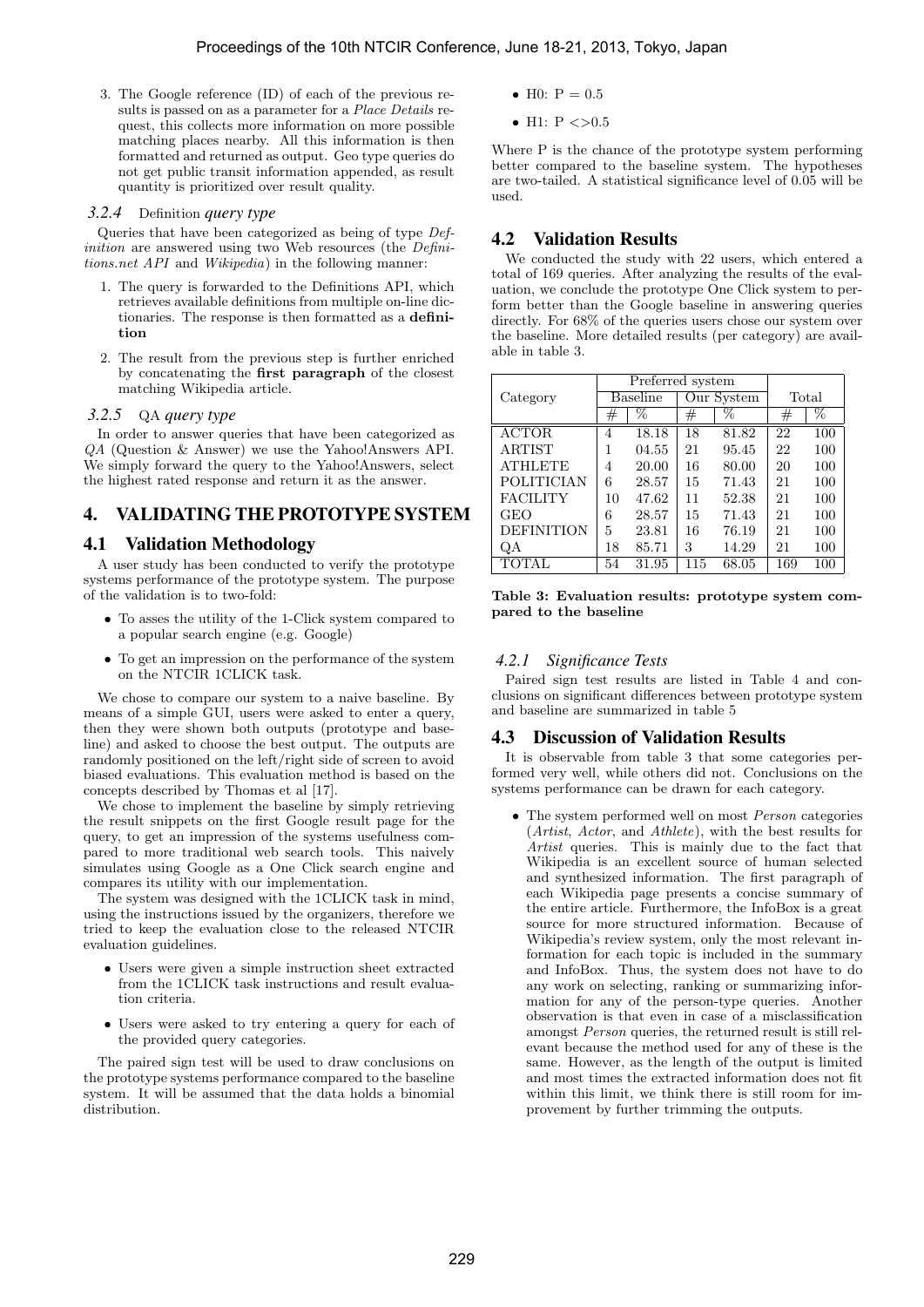3. The Google reference (ID) of each of the previous results is passed on as a parameter for a *Place Details* request, this collects more information on more possible matching places nearby. All this information is then formatted and returned as output. Geo type queries do not get public transit information appended, as result quantity is prioritized over result quality.

### 3.2.4 Definition *query type*

Queries that have been categorized as being of type *Definition* are answered using two Web resources (the *Definitions.net API* and *Wikipedia*) in the following manner:

1. The query is forwarded to the Definitions API, which retrieves available definitions from multiple on-line dictionaries. The response is then formatted as a **definition**
2. The result from the previous step is further enriched by concatenating the **first paragraph** of the closest matching Wikipedia article.

### 3.2.5 QA *query type*

In order to answer queries that have been categorized as *QA* (Question & Answer) we use the Yahoo!Answers API. We simply forward the query to the Yahoo!Answers, select the highest rated response and return it as the answer.

# 4. VALIDATING THE PROTOTYPE SYSTEM

## 4.1 Validation Methodology

A user study has been conducted to verify the prototype systems performance of the prototype system. The purpose of the validation is to two-fold:

- To asses the utility of the 1-Click system compared to a popular search engine (e.g. Google)
- To get an impression on the performance of the system on the NTCIR 1CLICK task.

We chose to compare our system to a naive baseline. By means of a simple GUI, users were asked to enter a query, then they were shown both outputs (prototype and baseline) and asked to choose the best output. The outputs are randomly positioned on the left/right side of screen to avoid biased evaluations. This evaluation method is based on the concepts described by Thomas et al [17].

We chose to implement the baseline by simply retrieving the result snippets on the first Google result page for the query, to get an impression of the systems usefulness compared to more traditional web search tools. This naively simulates using Google as a One Click search engine and compares its utility with our implementation.

The system was designed with the 1CLICK task in mind, using the instructions issued by the organizers, therefore we tried to keep the evaluation close to the released NTCIR evaluation guidelines.

- Users were given a simple instruction sheet extracted from the 1CLICK task instructions and result evaluation criteria.
- Users were asked to try entering a query for each of the provided query categories.

The paired sign test will be used to draw conclusions on the prototype systems performance compared to the baseline system. It will be assumed that the data holds a binomial distribution.

- H0: $P = 0.5$
- H1: $P <> 0.5$

Where P is the chance of the prototype system performing better compared to the baseline system. The hypotheses are two-tailed. A statistical significance level of 0.05 will be used.

## 4.2 Validation Results

We conducted the study with 22 users, which entered a total of 169 queries. After analyzing the results of the evaluation, we conclude the prototype One Click system to perform better than the Google baseline in answering queries directly. For 68% of the queries users chose our system over the baseline. More detailed results (per category) are available in table 3.

| Category | Preferred system | | | | Total | |
|---|---|---|---|---|---|---|
| | Baseline | | Our System | | | |
| | # | % | # | % | # | % |
| ACTOR | 4 | 18.18 | 18 | 81.82 | 22 | 100 |
| ARTIST | 1 | 04.55 | 21 | 95.45 | 22 | 100 |
| ATHLETE | 4 | 20.00 | 16 | 80.00 | 20 | 100 |
| POLITICIAN | 6 | 28.57 | 15 | 71.43 | 21 | 100 |
| FACILITY | 10 | 47.62 | 11 | 52.38 | 21 | 100 |
| GEO | 6 | 28.57 | 15 | 71.43 | 21 | 100 |
| DEFINITION | 5 | 23.81 | 16 | 76.19 | 21 | 100 |
| QA | 18 | 85.71 | 3 | 14.29 | 21 | 100 |
| TOTAL | 54 | 31.95 | 115 | 68.05 | 169 | 100 |

**Table 3: Evaluation results: prototype system compared to the baseline**

### 4.2.1 *Significance Tests*

Paired sign test results are listed in Table 4 and conclusions on significant differences between prototype system and baseline are summarized in table 5

## 4.3 Discussion of Validation Results

It is observable from table 3 that some categories performed very well, while others did not. Conclusions on the systems performance can be drawn for each category.

- The system performed well on most *Person* categories (*Artist*, *Actor*, and *Athlete*), with the best results for *Artist* queries. This is mainly due to the fact that Wikipedia is an excellent source of human selected and synthesized information. The first paragraph of each Wikipedia page presents a concise summary of the entire article. Furthermore, the InfoBox is a great source for more structured information. Because of Wikipedia's review system, only the most relevant information for each topic is included in the summary and InfoBox. Thus, the system does not have to do any work on selecting, ranking or summarizing information for any of the person-type queries. Another observation is that even in case of a misclassification amongst *Person* queries, the returned result is still relevant because the method used for any of these is the same. However, as the length of the output is limited and most times the extracted information does not fit within this limit, we think there is still room for improvement by further trimming the outputs.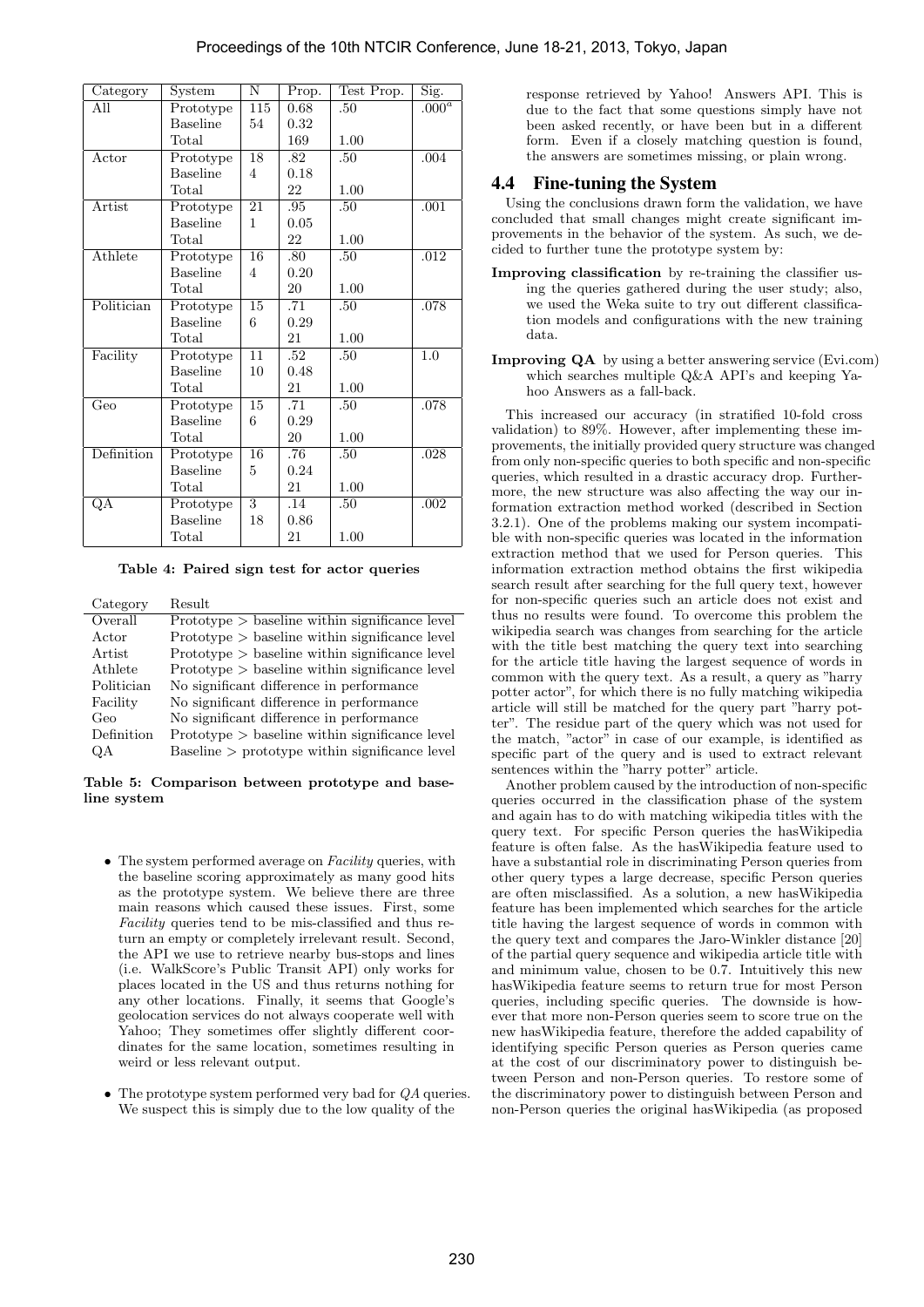| Category | System | N | Prop. | Test Prop. | Sig. |
|---|---|---|---|---|---|
| All | Prototype | 115 | 0.68 | .50 | .000[a] |
| | Baseline | 54 | 0.32 | | |
| | Total | 169 | | 1.00 | |
| Actor | Prototype | 18 | .82 | .50 | .004 |
| | Baseline | 4 | 0.18 | | |
| | Total | 22 | | 1.00 | |
| Artist | Prototype | 21 | .95 | .50 | .001 |
| | Baseline | 1 | 0.05 | | |
| | Total | 22 | | 1.00 | |
| Athlete | Prototype | 16 | .80 | .50 | .012 |
| | Baseline | 4 | 0.20 | | |
| | Total | 20 | | 1.00 | |
| Politician | Prototype | 15 | .71 | .50 | .078 |
| | Baseline | 6 | 0.29 | | |
| | Total | 21 | | 1.00 | |
| Facility | Prototype | 11 | .52 | .50 | 1.0 |
| | Baseline | 10 | 0.48 | | |
| | Total | 21 | | 1.00 | |
| Geo | Prototype | 15 | .71 | .50 | .078 |
| | Baseline | 6 | 0.29 | | |
| | Total | 20 | | 1.00 | |
| Definition | Prototype | 16 | .76 | .50 | .028 |
| | Baseline | 5 | 0.24 | | |
| | Total | 21 | | 1.00 | |
| QA | Prototype | 3 | .14 | .50 | .002 |
| | Baseline | 18 | 0.86 | | |
| | Total | 21 | | 1.00 | |

**Table 4: Paired sign test for actor queries**

| Category | Result |
|---|---|
| Overall | Prototype > baseline within significance level |
| Actor | Prototype > baseline within significance level |
| Artist | Prototype > baseline within significance level |
| Athlete | Prototype > baseline within significance level |
| Politician | No significant difference in performance |
| Facility | No significant difference in performance |
| Geo | No significant difference in performance |
| Definition | Prototype > baseline within significance level |
| QA | Baseline > prototype within significance level |

**Table 5: Comparison between prototype and baseline system**

- The system performed average on *Facility* queries, with the baseline scoring approximately as many good hits as the prototype system. We believe there are three main reasons which caused these issues. First, some *Facility* queries tend to be mis-classified and thus return an empty or completely irrelevant result. Second, the API we use to retrieve nearby bus-stops and lines (i.e. WalkScore's Public Transit API) only works for places located in the US and thus returns nothing for any other locations. Finally, it seems that Google's geolocation services do not always cooperate well with Yahoo; They sometimes offer slightly different coordinates for the same location, sometimes resulting in weird or less relevant output.
- The prototype system performed very bad for *QA* queries. We suspect this is simply due to the low quality of the response retrieved by Yahoo! Answers API. This is due to the fact that some questions simply have not been asked recently, or have been but in a different form. Even if a closely matching question is found, the answers are sometimes missing, or plain wrong.

## 4.4 Fine-tuning the System

Using the conclusions drawn form the validation, we have concluded that small changes might create significant improvements in the behavior of the system. As such, we decided to further tune the prototype system by:

**Improving classification** by re-training the classifier using the queries gathered during the user study; also, we used the Weka suite to try out different classification models and configurations with the new training data.

**Improving QA** by using a better answering service (Evi.com) which searches multiple Q&A API's and keeping Yahoo Answers as a fall-back.

This increased our accuracy (in stratified 10-fold cross validation) to 89%. However, after implementing these improvements, the initially provided query structure was changed from only non-specific queries to both specific and non-specific queries, which resulted in a drastic accuracy drop. Furthermore, the new structure was also affecting the way our information extraction method worked (described in Section 3.2.1). One of the problems making our system incompatible with non-specific queries was located in the information extraction method that we used for Person queries. This information extraction method obtains the first wikipedia search result after searching for the full query text, however for non-specific queries such an article does not exist and thus no results were found. To overcome this problem the wikipedia search was changes from searching for the article with the title best matching the query text into searching for the article title having the largest sequence of words in common with the query text. As a result, a query as "harry potter actor", for which there is no fully matching wikipedia article will still be matched for the query part "harry potter". The residue part of the query which was not used for the match, "actor" in case of our example, is identified as specific part of the query and is used to extract relevant sentences within the "harry potter" article.

Another problem caused by the introduction of non-specific queries occurred in the classification phase of the system and again has to do with matching wikipedia titles with the query text. For specific Person queries the hasWikipedia feature is often false. As the hasWikipedia feature used to have a substantial role in discriminating Person queries from other query types a large decrease, specific Person queries are often misclassified. As a solution, a new hasWikipedia feature has been implemented which searches for the article title having the largest sequence of words in common with the query text and compares the Jaro-Winkler distance [20] of the partial query sequence and wikipedia article title with and minimum value, chosen to be 0.7. Intuitively this new hasWikipedia feature seems to return true for most Person queries, including specific queries. The downside is however that more non-Person queries seem to score true on the new hasWikipedia feature, therefore the added capability of identifying specific Person queries as Person queries came at the cost of our discriminatory power to distinguish between Person and non-Person queries. To restore some of the discriminatory power to distinguish between Person and non-Person queries the original hasWikipedia (as proposed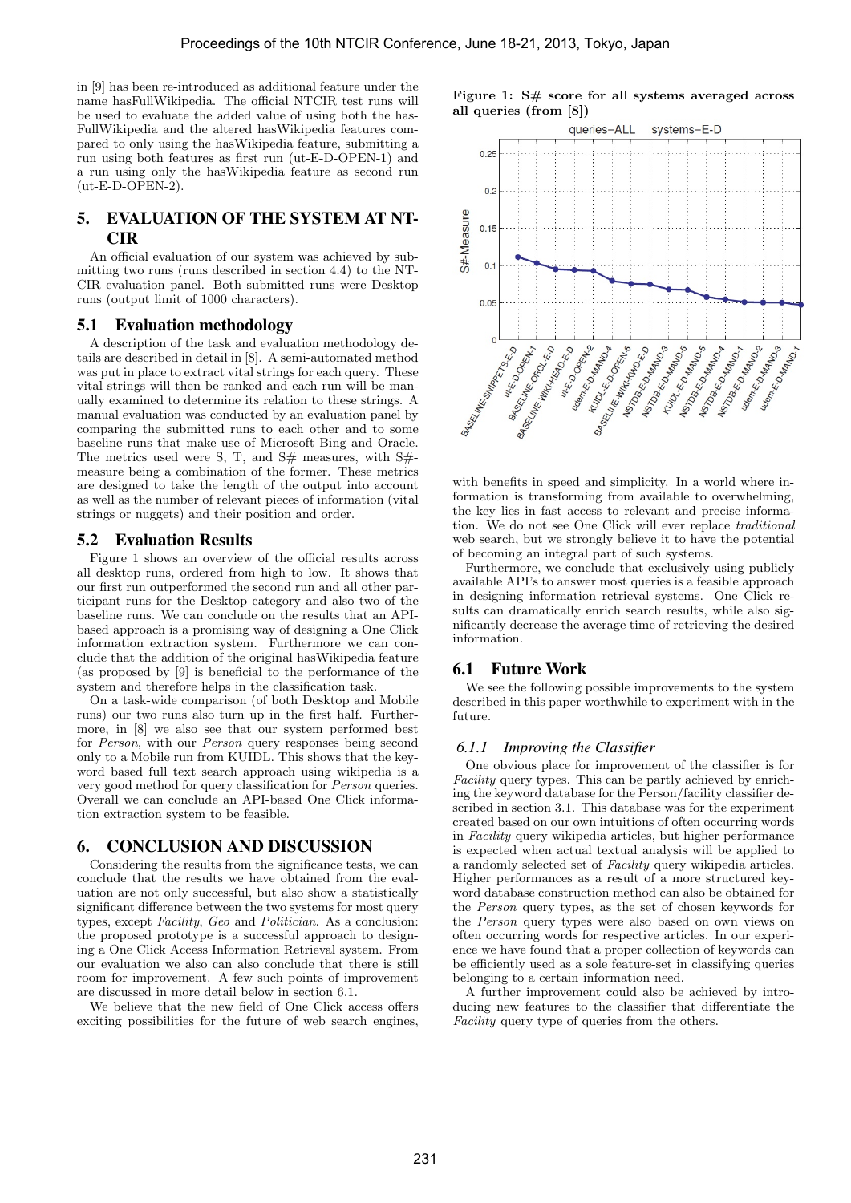in [9] has been re-introduced as additional feature under the name hasFullWikipedia. The official NTCIR test runs will be used to evaluate the added value of using both the hasFullWikipedia and the altered hasWikipedia features compared to only using the hasWikipedia feature, submitting a run using both features as first run (ut-E-D-OPEN-1) and a run using only the hasWikipedia feature as second run (ut-E-D-OPEN-2).

## 5. EVALUATION OF THE SYSTEM AT NTCIR

An official evaluation of our system was achieved by submitting two runs (runs described in section 4.4) to the NTCIR evaluation panel. Both submitted runs were Desktop runs (output limit of 1000 characters).

### 5.1 Evaluation methodology

A description of the task and evaluation methodology details are described in detail in [8]. A semi-automated method was put in place to extract vital strings for each query. These vital strings will then be ranked and each run will be manually examined to determine its relation to these strings. A manual evaluation was conducted by an evaluation panel by comparing the submitted runs to each other and to some baseline runs that make use of Microsoft Bing and Oracle. The metrics used were S, T, and S# measures, with S#-measure being a combination of the former. These metrics are designed to take the length of the output into account as well as the number of relevant pieces of information (vital strings or nuggets) and their position and order.

### 5.2 Evaluation Results

Figure 1 shows an overview of the official results across all desktop runs, ordered from high to low. It shows that our first run outperformed the second run and all other participant runs for the Desktop category and also two of the baseline runs. We can conclude on the results that an API-based approach is a promising way of designing a One Click information extraction system. Furthermore we can conclude that the addition of the original hasWikipedia feature (as proposed by [9] is beneficial to the performance of the system and therefore helps in the classification task.

On a task-wide comparison (of both Desktop and Mobile runs) our two runs also turn up in the first half. Furthermore, in [8] we also see that our system performed best for *Person*, with our *Person* query responses being second only to a Mobile run from KUIDL. This shows that the keyword based full text search approach using wikipedia is a very good method for query classification for *Person* queries. Overall we can conclude an API-based One Click information extraction system to be feasible.

## 6. CONCLUSION AND DISCUSSION

Considering the results from the significance tests, we can conclude that the results we have obtained from the evaluation are not only successful, but also show a statistically significant difference between the two systems for most query types, except *Facility*, *Geo* and *Politician*. As a conclusion: the proposed prototype is a successful approach to designing a One Click Access Information Retrieval system. From our evaluation we also can also conclude that there is still room for improvement. A few such points of improvement are discussed in more detail below in section 6.1.

We believe that the new field of One Click access offers exciting possibilities for the future of web search engines,

**Figure 1: S# score for all systems averaged across all queries (from [8])**

with benefits in speed and simplicity. In a world where information is transforming from available to overwhelming, the key lies in fast access to relevant and precise information. We do not see One Click will ever replace *traditional* web search, but we strongly believe it to have the potential of becoming an integral part of such systems.

Furthermore, we conclude that exclusively using publicly available API's to answer most queries is a feasible approach in designing information retrieval systems. One Click results can dramatically enrich search results, while also significantly decrease the average time of retrieving the desired information.

### 6.1 Future Work

We see the following possible improvements to the system described in this paper worthwhile to experiment with in the future.

#### 6.1.1 Improving the Classifier

One obvious place for improvement of the classifier is for *Facility* query types. This can be partly achieved by enriching the keyword database for the Person/facility classifier described in section 3.1. This database was for the experiment created based on our own intuitions of often occurring words in *Facility* query wikipedia articles, but higher performance is expected when actual textual analysis will be applied to a randomly selected set of *Facility* query wikipedia articles. Higher performances as a result of a more structured keyword database construction method can also be obtained for the *Person* query types, as the set of chosen keywords for the *Person* query types were also based on own views on often occurring words for respective articles. In our experience we have found that a proper collection of keywords can be efficiently used as a sole feature-set in classifying queries belonging to a certain information need.

A further improvement could also be achieved by introducing new features to the classifier that differentiate the *Facility* query type of queries from the others.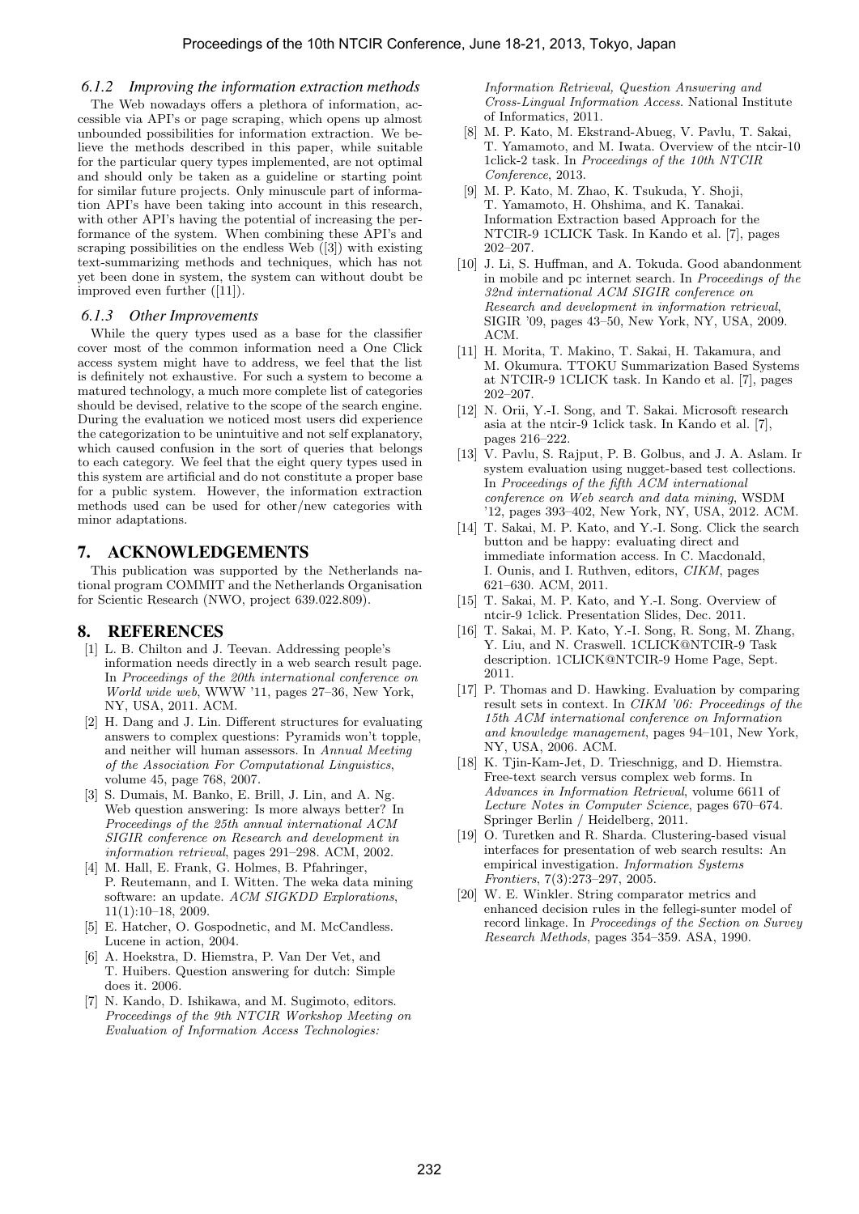### 6.1.2 Improving the information extraction methods

The Web nowadays offers a plethora of information, accessible via API's or page scraping, which opens up almost unbounded possibilities for information extraction. We believe the methods described in this paper, while suitable for the particular query types implemented, are not optimal and should only be taken as a guideline or starting point for similar future projects. Only minuscule part of information API's have been taking into account in this research, with other API's having the potential of increasing the performance of the system. When combining these API's and scraping possibilities on the endless Web ([3]) with existing text-summarizing methods and techniques, which has not yet been done in system, the system can without doubt be improved even further ([11]).

### 6.1.3 Other Improvements

While the query types used as a base for the classifier cover most of the common information need a One Click access system might have to address, we feel that the list is definitely not exhaustive. For such a system to become a matured technology, a much more complete list of categories should be devised, relative to the scope of the search engine. During the evaluation we noticed most users did experience the categorization to be unintuitive and not self explanatory, which caused confusion in the sort of queries that belongs to each category. We feel that the eight query types used in this system are artificial and do not constitute a proper base for a public system. However, the information extraction methods used can be used for other/new categories with minor adaptations.

## 7. ACKNOWLEDGEMENTS

This publication was supported by the Netherlands national program COMMIT and the Netherlands Organisation for Scientic Research (NWO, project 639.022.809).

## 8. REFERENCES

[1] L. B. Chilton and J. Teevan. Addressing people's information needs directly in a web search result page. In *Proceedings of the 20th international conference on World wide web*, WWW '11, pages 27–36, New York, NY, USA, 2011. ACM.

[2] H. Dang and J. Lin. Different structures for evaluating answers to complex questions: Pyramids won't topple, and neither will human assessors. In *Annual Meeting of the Association For Computational Linguistics*, volume 45, page 768, 2007.

[3] S. Dumais, M. Banko, E. Brill, J. Lin, and A. Ng. Web question answering: Is more always better? In *Proceedings of the 25th annual international ACM SIGIR conference on Research and development in information retrieval*, pages 291–298. ACM, 2002.

[4] M. Hall, E. Frank, G. Holmes, B. Pfahringer, P. Reutemann, and I. Witten. The weka data mining software: an update. *ACM SIGKDD Explorations*, 11(1):10–18, 2009.

[5] E. Hatcher, O. Gospodnetic, and M. McCandless. Lucene in action, 2004.

[6] A. Hoekstra, D. Hiemstra, P. Van Der Vet, and T. Huibers. Question answering for dutch: Simple does it. 2006.

[7] N. Kando, D. Ishikawa, and M. Sugimoto, editors. *Proceedings of the 9th NTCIR Workshop Meeting on Evaluation of Information Access Technologies: Information Retrieval, Question Answering and Cross-Lingual Information Access*. National Institute of Informatics, 2011.

[8] M. P. Kato, M. Ekstrand-Abueg, V. Pavlu, T. Sakai, T. Yamamoto, and M. Iwata. Overview of the ntcir-10 1click-2 task. In *Proceedings of the 10th NTCIR Conference*, 2013.

[9] M. P. Kato, M. Zhao, K. Tsukuda, Y. Shoji, T. Yamamoto, H. Ohshima, and K. Tanakai. Information Extraction based Approach for the NTCIR-9 1CLICK Task. In Kando et al. [7], pages 202–207.

[10] J. Li, S. Huffman, and A. Tokuda. Good abandonment in mobile and pc internet search. In *Proceedings of the 32nd international ACM SIGIR conference on Research and development in information retrieval*, SIGIR '09, pages 43–50, New York, NY, USA, 2009. ACM.

[11] H. Morita, T. Makino, T. Sakai, H. Takamura, and M. Okumura. TTOKU Summarization Based Systems at NTCIR-9 1CLICK task. In Kando et al. [7], pages 202–207.

[12] N. Orii, Y.-I. Song, and T. Sakai. Microsoft research asia at the ntcir-9 1click task. In Kando et al. [7], pages 216–222.

[13] V. Pavlu, S. Rajput, P. B. Golbus, and J. A. Aslam. Ir system evaluation using nugget-based test collections. In *Proceedings of the fifth ACM international conference on Web search and data mining*, WSDM '12, pages 393–402, New York, NY, USA, 2012. ACM.

[14] T. Sakai, M. P. Kato, and Y.-I. Song. Click the search button and be happy: evaluating direct and immediate information access. In C. Macdonald, I. Ounis, and I. Ruthven, editors, *CIKM*, pages 621–630. ACM, 2011.

[15] T. Sakai, M. P. Kato, and Y.-I. Song. Overview of ntcir-9 1click. Presentation Slides, Dec. 2011.

[16] T. Sakai, M. P. Kato, Y.-I. Song, R. Song, M. Zhang, Y. Liu, and N. Craswell. 1CLICK@NTCIR-9 Task description. 1CLICK@NTCIR-9 Home Page, Sept. 2011.

[17] P. Thomas and D. Hawking. Evaluation by comparing result sets in context. In *CIKM '06: Proceedings of the 15th ACM international conference on Information and knowledge management*, pages 94–101, New York, NY, USA, 2006. ACM.

[18] K. Tjin-Kam-Jet, D. Trieschnigg, and D. Hiemstra. Free-text search versus complex web forms. In *Advances in Information Retrieval*, volume 6611 of *Lecture Notes in Computer Science*, pages 670–674. Springer Berlin / Heidelberg, 2011.

[19] O. Turetken and R. Sharda. Clustering-based visual interfaces for presentation of web search results: An empirical investigation. *Information Systems Frontiers*, 7(3):273–297, 2005.

[20] W. E. Winkler. String comparator metrics and enhanced decision rules in the fellegi-sunter model of record linkage. In *Proceedings of the Section on Survey Research Methods*, pages 354–359. ASA, 1990.